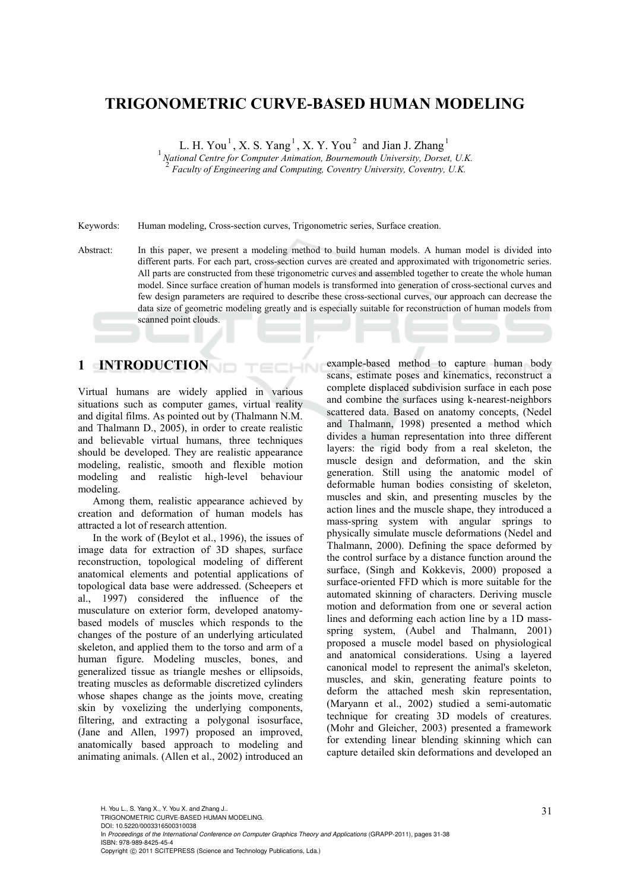# TRIGONOMETRIC CURVE-BASED HUMAN MODELING

L. H. You[1], X. S. Yang[1], X. Y. You[2] and Jian J. Zhang[1]

[1] *National Centre for Computer Animation, Bournemouth University, Dorset, U.K.*
[2] *Faculty of Engineering and Computing, Coventry University, Coventry, U.K.*

Keywords: Human modeling, Cross-section curves, Trigonometric series, Surface creation.

Abstract: In this paper, we present a modeling method to build human models. A human model is divided into different parts. For each part, cross-section curves are created and approximated with trigonometric series. All parts are constructed from these trigonometric curves and assembled together to create the whole human model. Since surface creation of human models is transformed into generation of cross-sectional curves and few design parameters are required to describe these cross-sectional curves, our approach can decrease the data size of geometric modeling greatly and is especially suitable for reconstruction of human models from scanned point clouds.

## 1 INTRODUCTION

Virtual humans are widely applied in various situations such as computer games, virtual reality and digital films. As pointed out by (Thalmann N.M. and Thalmann D., 2005), in order to create realistic and believable virtual humans, three techniques should be developed. They are realistic appearance modeling, realistic, smooth and flexible motion modeling and realistic high-level behaviour modeling.

Among them, realistic appearance achieved by creation and deformation of human models has attracted a lot of research attention.

In the work of (Beylot et al., 1996), the issues of image data for extraction of 3D shapes, surface reconstruction, topological modeling of different anatomical elements and potential applications of topological data base were addressed. (Scheepers et al., 1997) considered the influence of the musculature on exterior form, developed anatomy-based models of muscles which responds to the changes of the posture of an underlying articulated skeleton, and applied them to the torso and arm of a human figure. Modeling muscles, bones, and generalized tissue as triangle meshes or ellipsoids, treating muscles as deformable discretized cylinders whose shapes change as the joints move, creating skin by voxelizing the underlying components, filtering, and extracting a polygonal isosurface, (Jane and Allen, 1997) proposed an improved, anatomically based approach to modeling and animating animals. (Allen et al., 2002) introduced an example-based method to capture human body scans, estimate poses and kinematics, reconstruct a complete displaced subdivision surface in each pose and combine the surfaces using k-nearest-neighbors scattered data. Based on anatomy concepts, (Nedel and Thalmann, 1998) presented a method which divides a human representation into three different layers: the rigid body from a real skeleton, the muscle design and deformation, and the skin generation. Still using the anatomic model of deformable human bodies consisting of skeleton, muscles and skin, and presenting muscles by the action lines and the muscle shape, they introduced a mass-spring system with angular springs to physically simulate muscle deformations (Nedel and Thalmann, 2000). Defining the space deformed by the control surface by a distance function around the surface, (Singh and Kokkevis, 2000) proposed a surface-oriented FFD which is more suitable for the automated skinning of characters. Deriving muscle motion and deformation from one or several action lines and deforming each action line by a 1D mass-spring system, (Aubel and Thalmann, 2001) proposed a muscle model based on physiological and anatomical considerations. Using a layered canonical model to represent the animal's skeleton, muscles, and skin, generating feature points to deform the attached mesh skin representation, (Maryann et al., 2002) studied a semi-automatic technique for creating 3D models of creatures. (Mohr and Gleicher, 2003) presented a framework for extending linear blending skinning which can capture detailed skin deformations and developed an

H. You L., S. Yang X., Y. You X. and Zhang J..
TRIGONOMETRIC CURVE-BASED HUMAN MODELING.
DOI: 10.5220/0003316500310038
In *Proceedings of the International Conference on Computer Graphics Theory and Applications* (GRAPP-2011), pages 31-38
ISBN: 978-989-8425-45-4
Copyright © 2011 SCITEPRESS (Science and Technology Publications, Lda.)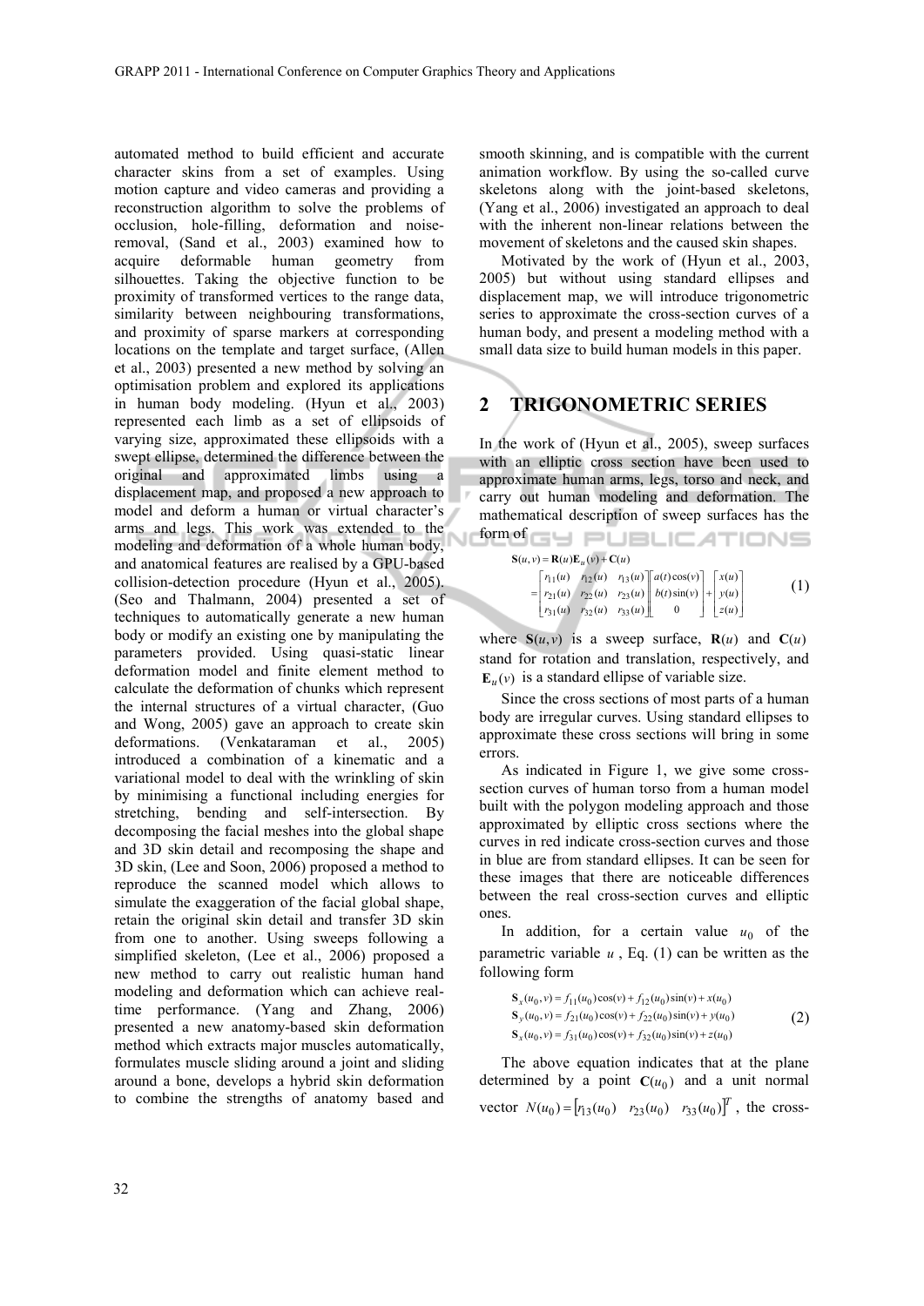automated method to build efficient and accurate character skins from a set of examples. Using motion capture and video cameras and providing a reconstruction algorithm to solve the problems of occlusion, hole-filling, deformation and noise-removal, (Sand et al., 2003) examined how to acquire deformable human geometry from silhouettes. Taking the objective function to be proximity of transformed vertices to the range data, similarity between neighbouring transformations, and proximity of sparse markers at corresponding locations on the template and target surface, (Allen et al., 2003) presented a new method by solving an optimisation problem and explored its applications in human body modeling. (Hyun et al., 2003) represented each limb as a set of ellipsoids of varying size, approximated these ellipsoids with a swept ellipse, determined the difference between the original and approximated limbs using a displacement map, and proposed a new approach to model and deform a human or virtual character's arms and legs. This work was extended to the modeling and deformation of a whole human body, and anatomical features are realised by a GPU-based collision-detection procedure (Hyun et al., 2005). (Seo and Thalmann, 2004) presented a set of techniques to automatically generate a new human body or modify an existing one by manipulating the parameters provided. Using quasi-static linear deformation model and finite element method to calculate the deformation of chunks which represent the internal structures of a virtual character, (Guo and Wong, 2005) gave an approach to create skin deformations. (Venkataraman et al., 2005) introduced a combination of a kinematic and a variational model to deal with the wrinkling of skin by minimising a functional including energies for stretching, bending and self-intersection. By decomposing the facial meshes into the global shape and 3D skin detail and recomposing the shape and 3D skin, (Lee and Soon, 2006) proposed a method to reproduce the scanned model which allows to simulate the exaggeration of the facial global shape, retain the original skin detail and transfer 3D skin from one to another. Using sweeps following a simplified skeleton, (Lee et al., 2006) proposed a new method to carry out realistic human hand modeling and deformation which can achieve real-time performance. (Yang and Zhang, 2006) presented a new anatomy-based skin deformation method which extracts major muscles automatically, formulates muscle sliding around a joint and sliding around a bone, develops a hybrid skin deformation to combine the strengths of anatomy based and smooth skinning, and is compatible with the current animation workflow. By using the so-called curve skeletons along with the joint-based skeletons, (Yang et al., 2006) investigated an approach to deal with the inherent non-linear relations between the movement of skeletons and the caused skin shapes.

Motivated by the work of (Hyun et al., 2003, 2005) but without using standard ellipses and displacement map, we will introduce trigonometric series to approximate the cross-section curves of a human body, and present a modeling method with a small data size to build human models in this paper.

## 2 TRIGONOMETRIC SERIES

In the work of (Hyun et al., 2005), sweep surfaces with an elliptic cross section have been used to approximate human arms, legs, torso and neck, and carry out human modeling and deformation. The mathematical description of sweep surfaces has the form of

$$\mathbf{S}(u,v) = \mathbf{R}(u)\mathbf{E}_u(v) + \mathbf{C}(u) = \begin{bmatrix} r_{11}(u) & r_{12}(u) & r_{13}(u) \\ r_{21}(u) & r_{22}(u) & r_{23}(u) \\ r_{31}(u) & r_{32}(u) & r_{33}(u) \end{bmatrix} \begin{bmatrix} a(t)\cos(v) \\ b(t)\sin(v) \\ 0 \end{bmatrix} + \begin{bmatrix} x(u) \\ y(u) \\ z(u) \end{bmatrix} \tag{1}$$

where $\mathbf{S}(u,v)$ is a sweep surface, $\mathbf{R}(u)$ and $\mathbf{C}(u)$ stand for rotation and translation, respectively, and $\mathbf{E}_u(v)$ is a standard ellipse of variable size.

Since the cross sections of most parts of a human body are irregular curves. Using standard ellipses to approximate these cross sections will bring in some errors.

As indicated in Figure 1, we give some cross-section curves of human torso from a human model built with the polygon modeling approach and those approximated by elliptic cross sections where the curves in red indicate cross-section curves and those in blue are from standard ellipses. It can be seen for these images that there are noticeable differences between the real cross-section curves and elliptic ones.

In addition, for a certain value $u_0$ of the parametric variable $u$, Eq. (1) can be written as the following form

$$\begin{aligned} \mathbf{S}_x(u_0,v) &= f_{11}(u_0)\cos(v) + f_{12}(u_0)\sin(v) + x(u_0) \\ \mathbf{S}_y(u_0,v) &= f_{21}(u_0)\cos(v) + f_{22}(u_0)\sin(v) + y(u_0) \\ \mathbf{S}_x(u_0,v) &= f_{31}(u_0)\cos(v) + f_{32}(u_0)\sin(v) + z(u_0) \end{aligned} \tag{2}$$

The above equation indicates that at the plane determined by a point $\mathbf{C}(u_0)$ and a unit normal vector $N(u_0) = [r_{13}(u_0) \quad r_{23}(u_0) \quad r_{33}(u_0)]^T$, the cross-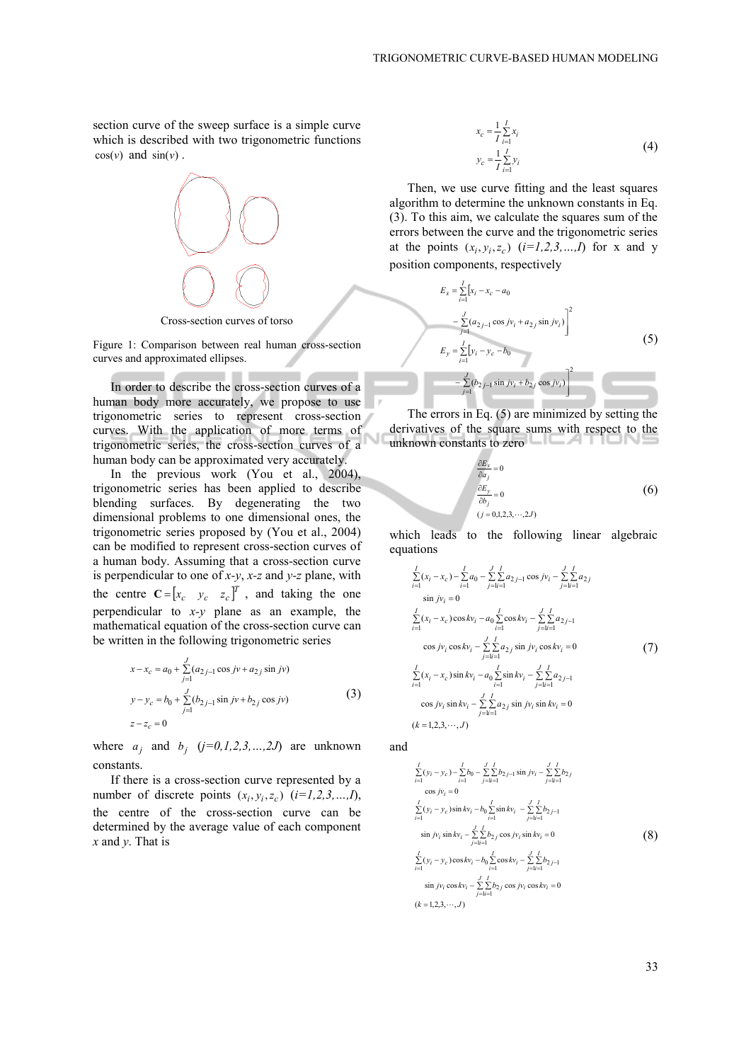section curve of the sweep surface is a simple curve which is described with two trigonometric functions $\cos(v)$ and $\sin(v)$.

Cross-section curves of torso

Figure 1: Comparison between real human cross-section curves and approximated ellipses.

In order to describe the cross-section curves of a human body more accurately, we propose to use trigonometric series to represent cross-section curves. With the application of more terms of trigonometric series, the cross-section curves of a human body can be approximated very accurately.

In the previous work (You et al., 2004), trigonometric series has been applied to describe blending surfaces. By degenerating the two dimensional problems to one dimensional ones, the trigonometric series proposed by (You et al., 2004) can be modified to represent cross-section curves of a human body. Assuming that a cross-section curve is perpendicular to one of *x-y*, *x-z* and *y-z* plane, with the centre $\mathbf{C} = \begin{bmatrix} x_c & y_c & z_c \end{bmatrix}^T$, and taking the one perpendicular to *x-y* plane as an example, the mathematical equation of the cross-section curve can be written in the following trigonometric series

$$
\begin{aligned}
x - x_c &= a_0 + \sum_{j=1}^{J} (a_{2j-1} \cos jv + a_{2j} \sin jv) \\
y - y_c &= b_0 + \sum_{j=1}^{J} (b_{2j-1} \sin jv + b_{2j} \cos jv) \\
z - z_c &= 0
\end{aligned}
\tag{3}
$$

where $a_j$ and $b_j$ $(j=0,1,2,3,\ldots,2J)$ are unknown constants.

If there is a cross-section curve represented by a number of discrete points $(x_i, y_i, z_c)$ $(i=1,2,3,\ldots,I)$, the centre of the cross-section curve can be determined by the average value of each component *x* and *y*. That is

$$
\begin{aligned}
x_c &= \frac{1}{I} \sum_{i=1}^{I} x_i \\
y_c &= \frac{1}{I} \sum_{i=1}^{I} y_i
\end{aligned}
\tag{4}
$$

Then, we use curve fitting and the least squares algorithm to determine the unknown constants in Eq. (3). To this aim, we calculate the squares sum of the errors between the curve and the trigonometric series at the points $(x_i, y_i, z_c)$ $(i=1,2,3,\ldots,I)$ for x and y position components, respectively

$$
\begin{aligned}
E_x &= \sum_{i=1}^{I} \Big[ x_i - x_c - a_0 - \sum_{j=1}^{J} (a_{2j-1} \cos jv_i + a_{2j} \sin jv_i) \Big]^2 \\
E_y &= \sum_{i=1}^{I} \Big[ y_i - y_c - b_0 - \sum_{j=1}^{J} (b_{2j-1} \sin jv_i + b_{2j} \cos jv_i) \Big]^2
\end{aligned}
\tag{5}
$$

The errors in Eq. (5) are minimized by setting the derivatives of the square sums with respect to the unknown constants to zero

$$
\begin{aligned}
&\frac{\partial E_x}{\partial a_j} = 0 \\
&\frac{\partial E_y}{\partial b_j} = 0 \\
&(j = 0,1,2,3,\cdots,2J)
\end{aligned}
\tag{6}
$$

which leads to the following linear algebraic equations

$$
\begin{aligned}
&\sum_{i=1}^{I} (x_i - x_c) - \sum_{i=1}^{I} a_0 - \sum_{j=1}^{J} \sum_{i=1}^{I} a_{2j-1} \cos jv_i - \sum_{j=1}^{J} \sum_{i=1}^{I} a_{2j} \sin jv_i = 0 \\
&\sum_{i=1}^{I} (x_i - x_c) \cos kv_i - a_0 \sum_{i=1}^{I} \cos kv_i - \sum_{j=1}^{J} \sum_{i=1}^{I} a_{2j-1} \cos jv_i \cos kv_i - \sum_{j=1}^{J} \sum_{i=1}^{I} a_{2j} \sin jv_i \cos kv_i = 0 \\
&\sum_{i=1}^{I} (x_i - x_c) \sin kv_i - a_0 \sum_{i=1}^{I} \sin kv_i - \sum_{j=1}^{J} \sum_{i=1}^{I} a_{2j-1} \cos jv_i \sin kv_i - \sum_{j=1}^{J} \sum_{i=1}^{I} a_{2j} \sin jv_i \sin kv_i = 0 \\
&(k = 1,2,3,\cdots,J)
\end{aligned}
\tag{7}
$$

and

$$
\begin{aligned}
&\sum_{i=1}^{I} (y_i - y_c) - \sum_{i=1}^{I} b_0 - \sum_{j=1}^{J} \sum_{i=1}^{I} b_{2j-1} \sin jv_i - \sum_{j=1}^{J} \sum_{i=1}^{I} b_{2j} \cos jv_i = 0 \\
&\sum_{i=1}^{I} (y_i - y_c) \sin kv_i - b_0 \sum_{i=1}^{I} \sin kv_i - \sum_{j=1}^{J} \sum_{i=1}^{I} b_{2j-1} \sin jv_i \sin kv_i - \sum_{j=1}^{J} \sum_{i=1}^{I} b_{2j} \cos jv_i \sin kv_i = 0 \\
&\sum_{i=1}^{I} (y_i - y_c) \cos kv_i - b_0 \sum_{i=1}^{I} \cos kv_i - \sum_{j=1}^{J} \sum_{i=1}^{I} b_{2j-1} \sin jv_i \cos kv_i - \sum_{j=1}^{J} \sum_{i=1}^{I} b_{2j} \cos jv_i \cos kv_i = 0 \\
&(k = 1,2,3,\cdots,J)
\end{aligned}
\tag{8}
$$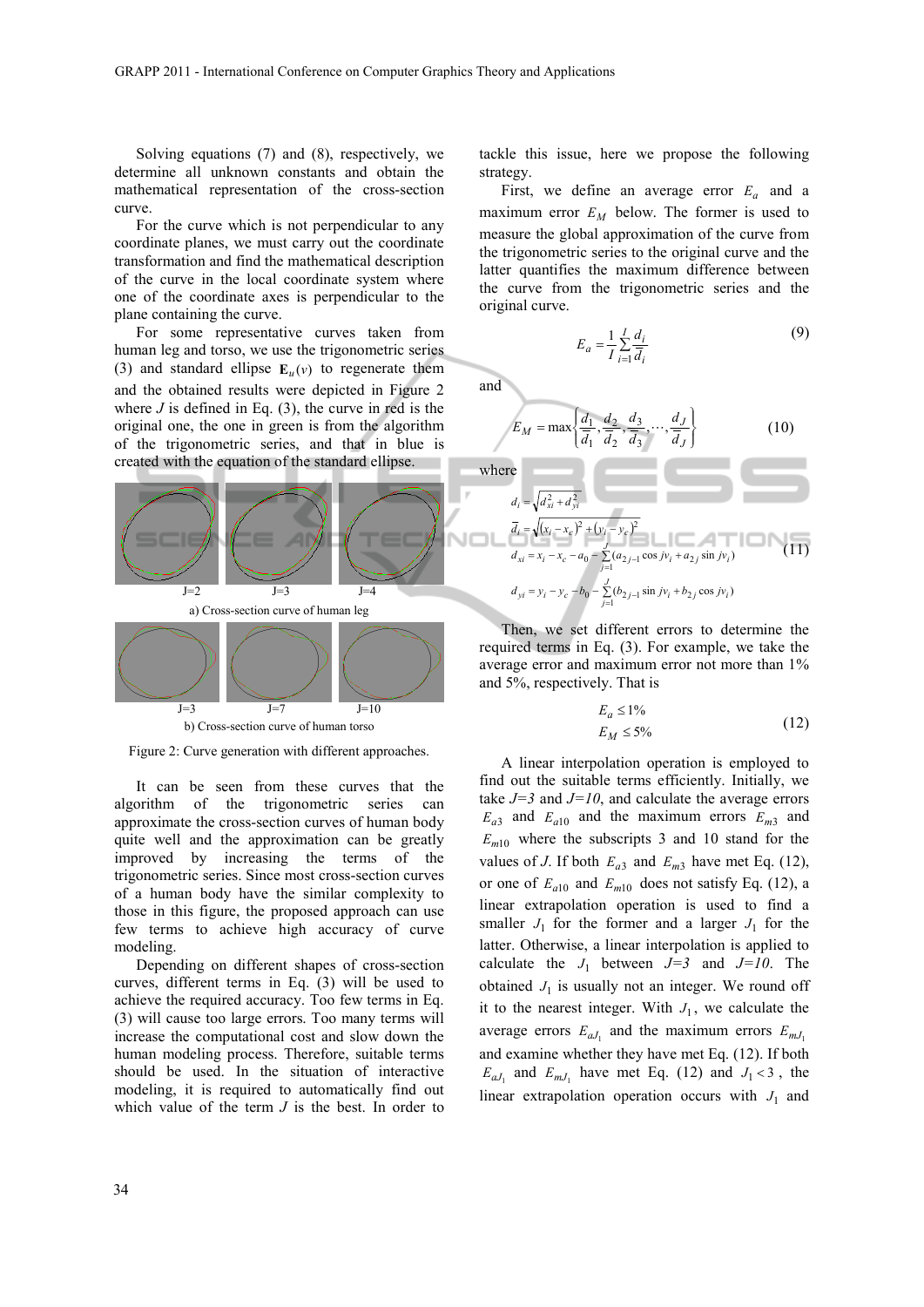Solving equations (7) and (8), respectively, we determine all unknown constants and obtain the mathematical representation of the cross-section curve.

For the curve which is not perpendicular to any coordinate planes, we must carry out the coordinate transformation and find the mathematical description of the curve in the local coordinate system where one of the coordinate axes is perpendicular to the plane containing the curve.

For some representative curves taken from human leg and torso, we use the trigonometric series (3) and standard ellipse $\mathbf{E}_u(v)$ to regenerate them and the obtained results were depicted in Figure 2 where $J$ is defined in Eq. (3), the curve in red is the original one, the one in green is from the algorithm of the trigonometric series, and that in blue is created with the equation of the standard ellipse.

J=2 J=3 J=4

a) Cross-section curve of human leg

J=3 J=7 J=10

b) Cross-section curve of human torso

Figure 2: Curve generation with different approaches.

It can be seen from these curves that the algorithm of the trigonometric series can approximate the cross-section curves of human body quite well and the approximation can be greatly improved by increasing the terms of the trigonometric series. Since most cross-section curves of a human body have the similar complexity to those in this figure, the proposed approach can use few terms to achieve high accuracy of curve modeling.

Depending on different shapes of cross-section curves, different terms in Eq. (3) will be used to achieve the required accuracy. Too few terms in Eq. (3) will cause too large errors. Too many terms will increase the computational cost and slow down the human modeling process. Therefore, suitable terms should be used. In the situation of interactive modeling, it is required to automatically find out which value of the term $J$ is the best. In order to tackle this issue, here we propose the following strategy.

First, we define an average error $E_a$ and a maximum error $E_M$ below. The former is used to measure the global approximation of the curve from the trigonometric series to the original curve and the latter quantifies the maximum difference between the curve from the trigonometric series and the original curve.

$$E_a = \frac{1}{I}\sum_{i=1}^{I}\frac{d_i}{\overline{d}_i} \tag{9}$$

and

$$E_M = \max\left\{\frac{d_1}{\overline{d}_1}, \frac{d_2}{\overline{d}_2}, \frac{d_3}{\overline{d}_3}, \cdots, \frac{d_J}{\overline{d}_J}\right\} \tag{10}$$

where

$$\begin{aligned}
d_i &= \sqrt{d_{xi}^2 + d_{yi}^2} \\
\overline{d}_i &= \sqrt{(x_i - x_c)^2 + (y_i - y_c)^2} \\
d_{xi} &= x_i - x_c - a_0 - \sum_{j=1}^{J}(a_{2j-1}\cos jv_i + a_{2j}\sin jv_i) \\
d_{yi} &= y_i - y_c - b_0 - \sum_{j=1}^{J}(b_{2j-1}\sin jv_i + b_{2j}\cos jv_i)
\end{aligned} \tag{11}$$

Then, we set different errors to determine the required terms in Eq. (3). For example, we take the average error and maximum error not more than 1% and 5%, respectively. That is

$$\begin{aligned}
E_a &\le 1\% \\
E_M &\le 5\%
\end{aligned} \tag{12}$$

A linear interpolation operation is employed to find out the suitable terms efficiently. Initially, we take *J=3* and *J=10*, and calculate the average errors $E_{a3}$ and $E_{a10}$ and the maximum errors $E_{m3}$ and $E_{m10}$ where the subscripts 3 and 10 stand for the values of $J$. If both $E_{a3}$ and $E_{m3}$ have met Eq. (12), or one of $E_{a10}$ and $E_{m10}$ does not satisfy Eq. (12), a linear extrapolation operation is used to find a smaller $J_1$ for the former and a larger $J_1$ for the latter. Otherwise, a linear interpolation is applied to calculate the $J_1$ between *J=3* and *J=10*. The obtained $J_1$ is usually not an integer. We round off it to the nearest integer. With $J_1$, we calculate the average errors $E_{aJ_1}$ and the maximum errors $E_{mJ_1}$ and examine whether they have met Eq. (12). If both $E_{aJ_1}$ and $E_{mJ_1}$ have met Eq. (12) and $J_1 < 3$, the linear extrapolation operation occurs with $J_1$ and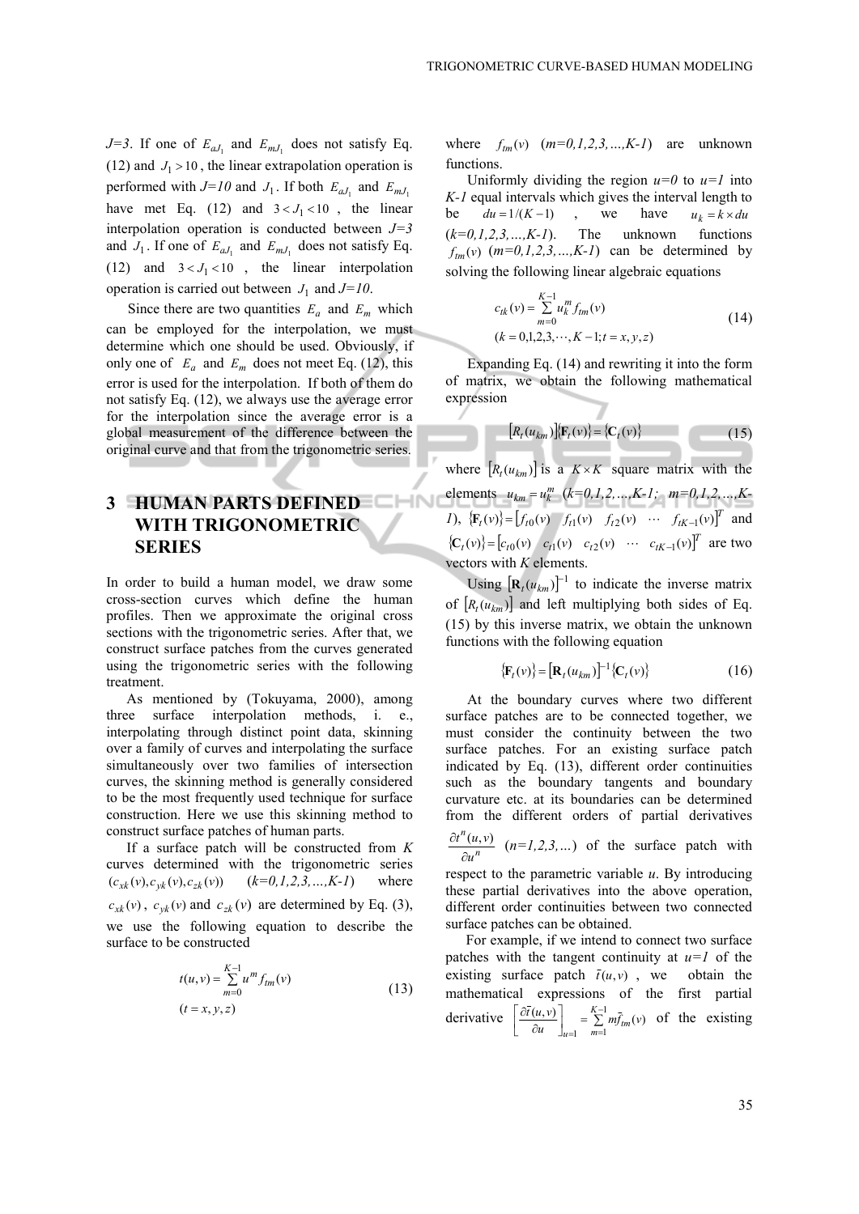$J=3$. If one of $E_{aJ_1}$ and $E_{mJ_1}$ does not satisfy Eq. (12) and $J_1 > 10$, the linear extrapolation operation is performed with $J=10$ and $J_1$. If both $E_{aJ_1}$ and $E_{mJ_1}$ have met Eq. (12) and $3 < J_1 < 10$, the linear interpolation operation is conducted between $J=3$ and $J_1$. If one of $E_{aJ_1}$ and $E_{mJ_1}$ does not satisfy Eq. (12) and $3 < J_1 < 10$, the linear interpolation operation is carried out between $J_1$ and $J=10$.

Since there are two quantities $E_a$ and $E_m$ which can be employed for the interpolation, we must determine which one should be used. Obviously, if only one of $E_a$ and $E_m$ does not meet Eq. (12), this error is used for the interpolation. If both of them do not satisfy Eq. (12), we always use the average error for the interpolation since the average error is a global measurement of the difference between the original curve and that from the trigonometric series.

# 3 HUMAN PARTS DEFINED WITH TRIGONOMETRIC SERIES

In order to build a human model, we draw some cross-section curves which define the human profiles. Then we approximate the original cross sections with the trigonometric series. After that, we construct surface patches from the curves generated using the trigonometric series with the following treatment.

As mentioned by (Tokuyama, 2000), among three surface interpolation methods, i. e., interpolating through distinct point data, skinning over a family of curves and interpolating the surface simultaneously over two families of intersection curves, the skinning method is generally considered to be the most frequently used technique for surface construction. Here we use this skinning method to construct surface patches of human parts.

If a surface patch will be constructed from $K$ curves determined with the trigonometric series $(c_{xk}(v), c_{yk}(v), c_{zk}(v))$ $(k=0,1,2,3,\ldots,K-1)$ where $c_{xk}(v)$, $c_{yk}(v)$ and $c_{zk}(v)$ are determined by Eq. (3), we use the following equation to describe the surface to be constructed

$$
\begin{aligned}
&t(u,v) = \sum_{m=0}^{K-1} u^m f_{tm}(v) \\
&(t = x, y, z)
\end{aligned}
\tag{13}
$$

where $f_{tm}(v)$ $(m=0,1,2,3,\ldots,K-1)$ are unknown functions.

Uniformly dividing the region $u=0$ to $u=1$ into $K-1$ equal intervals which gives the interval length to be $du = 1/(K-1)$, we have $u_k = k \times du$ $(k=0,1,2,3,\ldots,K-1)$. The unknown functions $f_{tm}(v)$ $(m=0,1,2,3,\ldots,K-1)$ can be determined by solving the following linear algebraic equations

$$
\begin{aligned}
&c_{tk}(v) = \sum_{m=0}^{K-1} u_k^m f_{tm}(v) \\
&(k = 0,1,2,3,\cdots,K-1; t = x, y, z)
\end{aligned}
\tag{14}
$$

Expanding Eq. (14) and rewriting it into the form of matrix, we obtain the following mathematical expression

$$
\left[R_t(u_{km})\right]\{\mathbf{F}_t(v)\} = \{\mathbf{C}_t(v)\}
\tag{15}
$$

where $\left[R_t(u_{km})\right]$ is a $K \times K$ square matrix with the elements $u_{km} = u_k^m$ $(k=0,1,2,\ldots,K-1;\ m=0,1,2,\ldots,K-1)$, $\{\mathbf{F}_t(v)\} = \left[f_{t0}(v) \quad f_{t1}(v) \quad f_{t2}(v) \quad \cdots \quad f_{tK-1}(v)\right]^T$ and $\{\mathbf{C}_t(v)\} = \left[c_{t0}(v) \quad c_{t1}(v) \quad c_{t2}(v) \quad \cdots \quad c_{tK-1}(v)\right]^T$ are two vectors with $K$ elements.

Using $\left[\mathbf{R}_t(u_{km})\right]^{-1}$ to indicate the inverse matrix of $\left[R_t(u_{km})\right]$ and left multiplying both sides of Eq. (15) by this inverse matrix, we obtain the unknown functions with the following equation

$$
\{\mathbf{F}_t(v)\} = \left[\mathbf{R}_t(u_{km})\right]^{-1}\{\mathbf{C}_t(v)\}
\tag{16}
$$

At the boundary curves where two different surface patches are to be connected together, we must consider the continuity between the two surface patches. For an existing surface patch indicated by Eq. (13), different order continuities such as the boundary tangents and boundary curvature etc. at its boundaries can be determined from the different orders of partial derivatives $\frac{\partial t^n(u,v)}{\partial u^n}$ $(n=1,2,3,\ldots)$ of the surface patch with respect to the parametric variable $u$. By introducing these partial derivatives into the above operation, different order continuities between two connected surface patches can be obtained.

For example, if we intend to connect two surface patches with the tangent continuity at $u=1$ of the existing surface patch $\bar{t}(u,v)$, we obtain the mathematical expressions of the first partial derivative $\left[\frac{\partial \bar{t}(u,v)}{\partial u}\right]_{u=1} = \sum_{m=1}^{K-1} m\bar{f}_{tm}(v)$ of the existing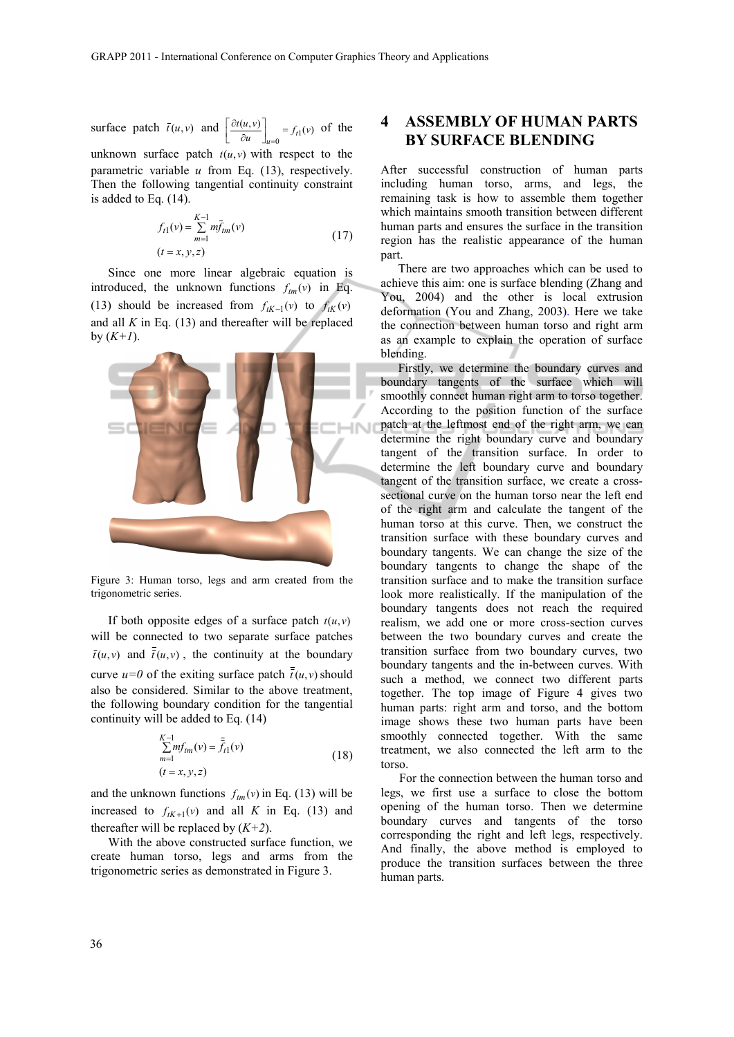surface patch $\bar{t}(u,v)$ and $\left[\frac{\partial t(u,v)}{\partial u}\right]_{u=0} = f_{t1}(v)$ of the unknown surface patch $t(u,v)$ with respect to the parametric variable $u$ from Eq. (13), respectively. Then the following tangential continuity constraint is added to Eq. (14).

$$f_{t1}(v) = \sum_{m=1}^{K-1} m\bar{f}_{tm}(v) \quad (t = x, y, z) \tag{17}$$

Since one more linear algebraic equation is introduced, the unknown functions $f_{tm}(v)$ in Eq. (13) should be increased from $f_{tK-1}(v)$ to $f_{tK}(v)$ and all $K$ in Eq. (13) and thereafter will be replaced by $(K+1)$.

Figure 3: Human torso, legs and arm created from the trigonometric series.

If both opposite edges of a surface patch $t(u,v)$ will be connected to two separate surface patches $\bar{t}(u,v)$ and $\bar{\bar{t}}(u,v)$, the continuity at the boundary curve $u=0$ of the exiting surface patch $\bar{\bar{t}}(u,v)$ should also be considered. Similar to the above treatment, the following boundary condition for the tangential continuity will be added to Eq. (14)

$$\sum_{m=1}^{K-1} m f_{tm}(v) = \bar{\bar{f}}_{t1}(v) \quad (t = x, y, z) \tag{18}$$

and the unknown functions $f_{tm}(v)$ in Eq. (13) will be increased to $f_{tK+1}(v)$ and all $K$ in Eq. (13) and thereafter will be replaced by $(K+2)$.

With the above constructed surface function, we create human torso, legs and arms from the trigonometric series as demonstrated in Figure 3.

## 4 ASSEMBLY OF HUMAN PARTS BY SURFACE BLENDING

After successful construction of human parts including human torso, arms, and legs, the remaining task is how to assemble them together which maintains smooth transition between different human parts and ensures the surface in the transition region has the realistic appearance of the human part.

There are two approaches which can be used to achieve this aim: one is surface blending (Zhang and You, 2004) and the other is local extrusion deformation (You and Zhang, 2003). Here we take the connection between human torso and right arm as an example to explain the operation of surface blending.

Firstly, we determine the boundary curves and boundary tangents of the surface which will smoothly connect human right arm to torso together. According to the position function of the surface patch at the leftmost end of the right arm, we can determine the right boundary curve and boundary tangent of the transition surface. In order to determine the left boundary curve and boundary tangent of the transition surface, we create a cross-sectional curve on the human torso near the left end of the right arm and calculate the tangent of the human torso at this curve. Then, we construct the transition surface with these boundary curves and boundary tangents. We can change the size of the boundary tangents to change the shape of the transition surface and to make the transition surface look more realistically. If the manipulation of the boundary tangents does not reach the required realism, we add one or more cross-section curves between the two boundary curves and create the transition surface from two boundary curves, two boundary tangents and the in-between curves. With such a method, we connect two different parts together. The top image of Figure 4 gives two human parts: right arm and torso, and the bottom image shows these two human parts have been smoothly connected together. With the same treatment, we also connected the left arm to the torso.

For the connection between the human torso and legs, we first use a surface to close the bottom opening of the human torso. Then we determine boundary curves and tangents of the torso corresponding the right and left legs, respectively. And finally, the above method is employed to produce the transition surfaces between the three human parts.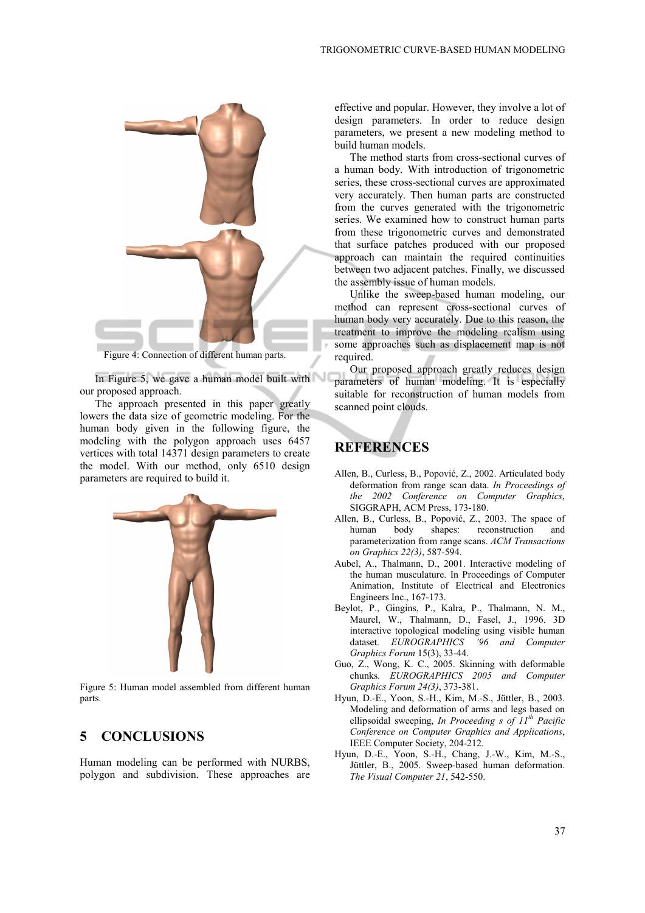Figure 4: Connection of different human parts.

In Figure 5, we gave a human model built with our proposed approach.

The approach presented in this paper greatly lowers the data size of geometric modeling. For the human body given in the following figure, the modeling with the polygon approach uses 6457 vertices with total 14371 design parameters to create the model. With our method, only 6510 design parameters are required to build it.

Figure 5: Human model assembled from different human parts.

## 5 CONCLUSIONS

Human modeling can be performed with NURBS, polygon and subdivision. These approaches are effective and popular. However, they involve a lot of design parameters. In order to reduce design parameters, we present a new modeling method to build human models.

The method starts from cross-sectional curves of a human body. With introduction of trigonometric series, these cross-sectional curves are approximated very accurately. Then human parts are constructed from the curves generated with the trigonometric series. We examined how to construct human parts from these trigonometric curves and demonstrated that surface patches produced with our proposed approach can maintain the required continuities between two adjacent patches. Finally, we discussed the assembly issue of human models.

Unlike the sweep-based human modeling, our method can represent cross-sectional curves of human body very accurately. Due to this reason, the treatment to improve the modeling realism using some approaches such as displacement map is not required.

Our proposed approach greatly reduces design parameters of human modeling. It is especially suitable for reconstruction of human models from scanned point clouds.

## REFERENCES

Allen, B., Curless, B., Popović, Z., 2002. Articulated body deformation from range scan data. *In Proceedings of the 2002 Conference on Computer Graphics*, SIGGRAPH, ACM Press, 173-180.

Allen, B., Curless, B., Popović, Z., 2003. The space of human body shapes: reconstruction and parameterization from range scans. *ACM Transactions on Graphics 22(3)*, 587-594.

Aubel, A., Thalmann, D., 2001. Interactive modeling of the human musculature. In Proceedings of Computer Animation, Institute of Electrical and Electronics Engineers Inc., 167-173.

Beylot, P., Gingins, P., Kalra, P., Thalmann, N. M., Maurel, W., Thalmann, D., Fasel, J., 1996. 3D interactive topological modeling using visible human dataset. *EUROGRAPHICS '96 and Computer Graphics Forum* 15(3), 33-44.

Guo, Z., Wong, K. C., 2005. Skinning with deformable chunks. *EUROGRAPHICS 2005 and Computer Graphics Forum 24(3)*, 373-381.

Hyun, D.-E., Yoon, S.-H., Kim, M.-S., Jüttler, B., 2003. Modeling and deformation of arms and legs based on ellipsoidal sweeping, *In Proceeding s of 11th Pacific Conference on Computer Graphics and Applications*, IEEE Computer Society, 204-212.

Hyun, D.-E., Yoon, S.-H., Chang, J.-W., Kim, M.-S., Jüttler, B., 2005. Sweep-based human deformation. *The Visual Computer 21*, 542-550.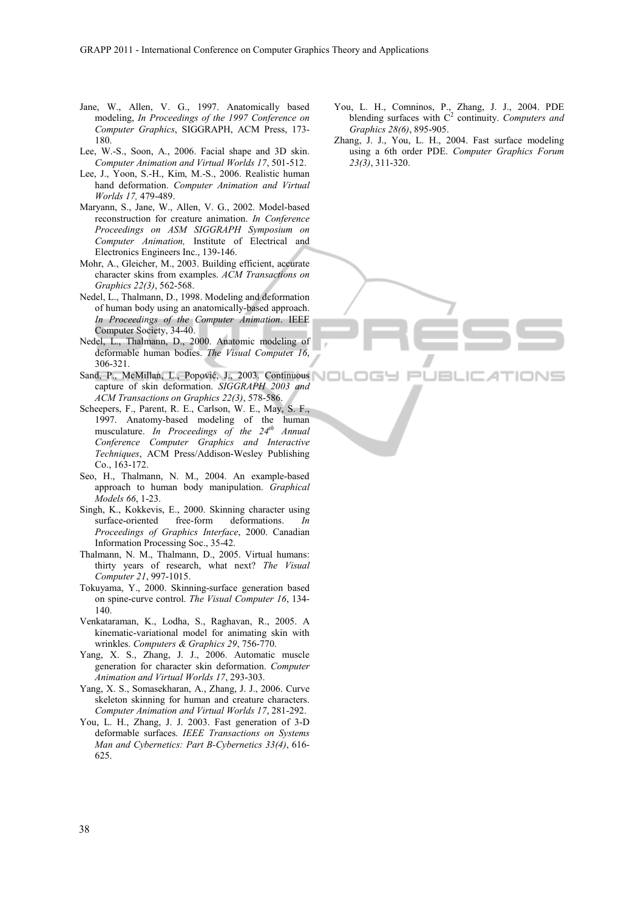Jane, W., Allen, V. G., 1997. Anatomically based modeling, *In Proceedings of the 1997 Conference on Computer Graphics*, SIGGRAPH, ACM Press, 173-180.

Lee, W.-S., Soon, A., 2006. Facial shape and 3D skin. *Computer Animation and Virtual Worlds 17*, 501-512.

Lee, J., Yoon, S.-H., Kim, M.-S., 2006. Realistic human hand deformation. *Computer Animation and Virtual Worlds 17,* 479-489.

Maryann, S., Jane, W., Allen, V. G., 2002. Model-based reconstruction for creature animation. *In Conference Proceedings on ASM SIGGRAPH Symposium on Computer Animation,* Institute of Electrical and Electronics Engineers Inc., 139-146.

Mohr, A., Gleicher, M., 2003. Building efficient, accurate character skins from examples. *ACM Transactions on Graphics 22(3)*, 562-568.

Nedel, L., Thalmann, D., 1998. Modeling and deformation of human body using an anatomically-based approach. *In Proceedings of the Computer Animation*. IEEE Computer Society, 34-40.

Nedel, L., Thalmann, D., 2000. Anatomic modeling of deformable human bodies. *The Visual Computer 16*, 306-321.

Sand, P., McMillan, L., Popović, J., 2003. Continuous capture of skin deformation. *SIGGRAPH 2003 and ACM Transactions on Graphics 22(3)*, 578-586.

Scheepers, F., Parent, R. E., Carlson, W. E., May, S. F., 1997. Anatomy-based modeling of the human musculature. *In Proceedings of the 24th Annual Conference Computer Graphics and Interactive Techniques*, ACM Press/Addison-Wesley Publishing Co., 163-172.

Seo, H., Thalmann, N. M., 2004. An example-based approach to human body manipulation. *Graphical Models 66*, 1-23.

Singh, K., Kokkevis, E., 2000. Skinning character using surface-oriented free-form deformations. *In Proceedings of Graphics Interface*, 2000. Canadian Information Processing Soc., 35-42.

Thalmann, N. M., Thalmann, D., 2005. Virtual humans: thirty years of research, what next? *The Visual Computer 21*, 997-1015.

Tokuyama, Y., 2000. Skinning-surface generation based on spine-curve control. *The Visual Computer 16*, 134-140.

Venkataraman, K., Lodha, S., Raghavan, R., 2005. A kinematic-variational model for animating skin with wrinkles. *Computers & Graphics 29*, 756-770.

Yang, X. S., Zhang, J. J., 2006. Automatic muscle generation for character skin deformation. *Computer Animation and Virtual Worlds 17*, 293-303.

Yang, X. S., Somasekharan, A., Zhang, J. J., 2006. Curve skeleton skinning for human and creature characters. *Computer Animation and Virtual Worlds 17*, 281-292.

You, L. H., Zhang, J. J. 2003. Fast generation of 3-D deformable surfaces. *IEEE Transactions on Systems Man and Cybernetics: Part B-Cybernetics 33(4)*, 616-625.

You, L. H., Comninos, P., Zhang, J. J., 2004. PDE blending surfaces with $C^2$ continuity. *Computers and Graphics 28(6)*, 895-905.

Zhang, J. J., You, L. H., 2004. Fast surface modeling using a 6th order PDE. *Computer Graphics Forum 23(3)*, 311-320.